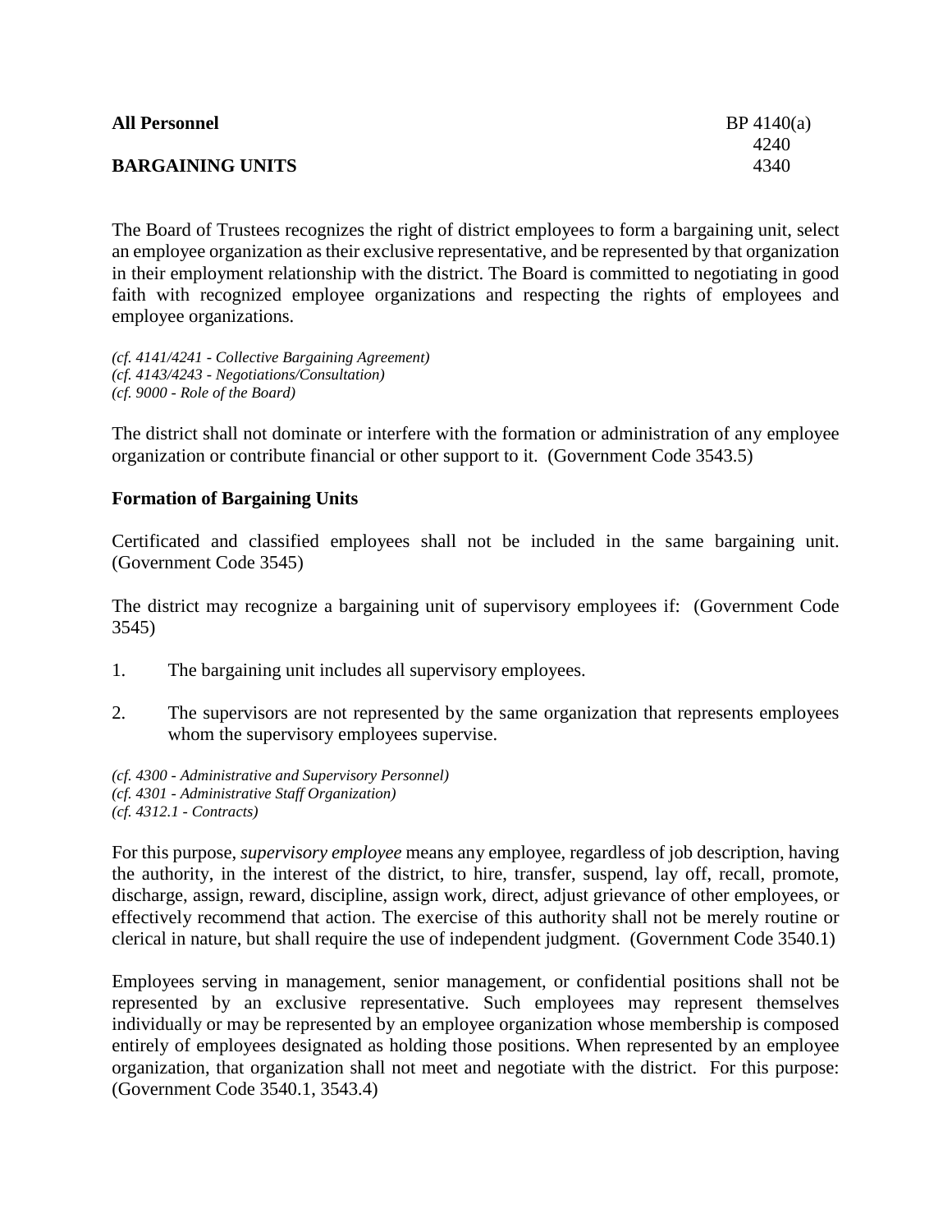**All Personnel** BP 4140(a)
4240
**BARGAINING UNITS** 4340

The Board of Trustees recognizes the right of district employees to form a bargaining unit, select an employee organization as their exclusive representative, and be represented by that organization in their employment relationship with the district. The Board is committed to negotiating in good faith with recognized employee organizations and respecting the rights of employees and employee organizations.

*(cf. 4141/4241 - Collective Bargaining Agreement)*
*(cf. 4143/4243 - Negotiations/Consultation)*
*(cf. 9000 - Role of the Board)*

The district shall not dominate or interfere with the formation or administration of any employee organization or contribute financial or other support to it. (Government Code 3543.5)

## Formation of Bargaining Units

Certificated and classified employees shall not be included in the same bargaining unit. (Government Code 3545)

The district may recognize a bargaining unit of supervisory employees if: (Government Code 3545)

1. The bargaining unit includes all supervisory employees.

2. The supervisors are not represented by the same organization that represents employees whom the supervisory employees supervise.

*(cf. 4300 - Administrative and Supervisory Personnel)*
*(cf. 4301 - Administrative Staff Organization)*
*(cf. 4312.1 - Contracts)*

For this purpose, *supervisory employee* means any employee, regardless of job description, having the authority, in the interest of the district, to hire, transfer, suspend, lay off, recall, promote, discharge, assign, reward, discipline, assign work, direct, adjust grievance of other employees, or effectively recommend that action. The exercise of this authority shall not be merely routine or clerical in nature, but shall require the use of independent judgment. (Government Code 3540.1)

Employees serving in management, senior management, or confidential positions shall not be represented by an exclusive representative. Such employees may represent themselves individually or may be represented by an employee organization whose membership is composed entirely of employees designated as holding those positions. When represented by an employee organization, that organization shall not meet and negotiate with the district. For this purpose: (Government Code 3540.1, 3543.4)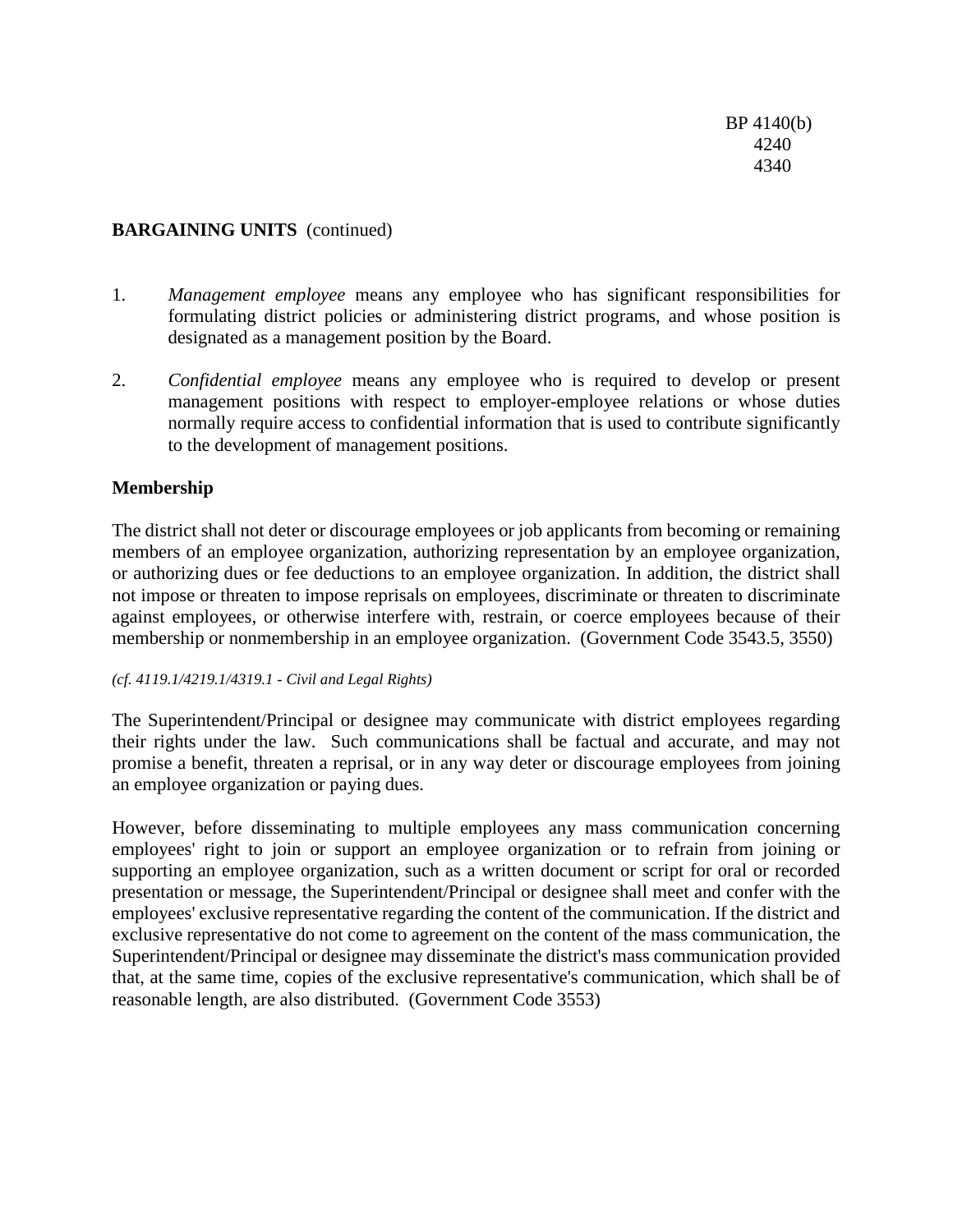**BARGAINING UNITS** (continued)

1. *Management employee* means any employee who has significant responsibilities for formulating district policies or administering district programs, and whose position is designated as a management position by the Board.

2. *Confidential employee* means any employee who is required to develop or present management positions with respect to employer-employee relations or whose duties normally require access to confidential information that is used to contribute significantly to the development of management positions.

**Membership**

The district shall not deter or discourage employees or job applicants from becoming or remaining members of an employee organization, authorizing representation by an employee organization, or authorizing dues or fee deductions to an employee organization. In addition, the district shall not impose or threaten to impose reprisals on employees, discriminate or threaten to discriminate against employees, or otherwise interfere with, restrain, or coerce employees because of their membership or nonmembership in an employee organization. (Government Code 3543.5, 3550)

*(cf. 4119.1/4219.1/4319.1 - Civil and Legal Rights)*

The Superintendent/Principal or designee may communicate with district employees regarding their rights under the law. Such communications shall be factual and accurate, and may not promise a benefit, threaten a reprisal, or in any way deter or discourage employees from joining an employee organization or paying dues.

However, before disseminating to multiple employees any mass communication concerning employees' right to join or support an employee organization or to refrain from joining or supporting an employee organization, such as a written document or script for oral or recorded presentation or message, the Superintendent/Principal or designee shall meet and confer with the employees' exclusive representative regarding the content of the communication. If the district and exclusive representative do not come to agreement on the content of the mass communication, the Superintendent/Principal or designee may disseminate the district's mass communication provided that, at the same time, copies of the exclusive representative's communication, which shall be of reasonable length, are also distributed. (Government Code 3553)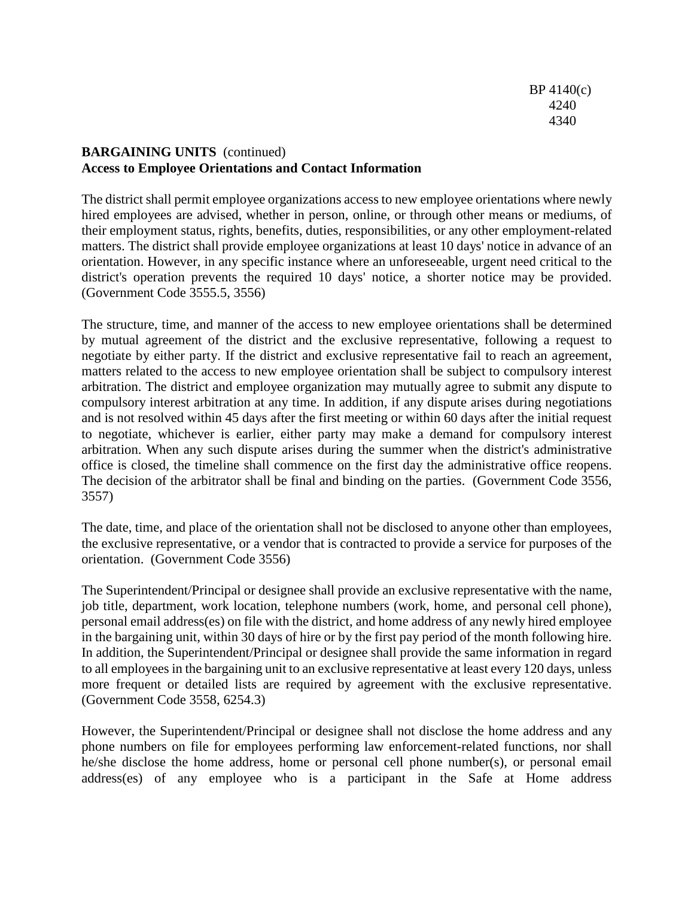**BARGAINING UNITS** (continued)
**Access to Employee Orientations and Contact Information**

The district shall permit employee organizations access to new employee orientations where newly hired employees are advised, whether in person, online, or through other means or mediums, of their employment status, rights, benefits, duties, responsibilities, or any other employment-related matters. The district shall provide employee organizations at least 10 days' notice in advance of an orientation. However, in any specific instance where an unforeseeable, urgent need critical to the district's operation prevents the required 10 days' notice, a shorter notice may be provided. (Government Code 3555.5, 3556)

The structure, time, and manner of the access to new employee orientations shall be determined by mutual agreement of the district and the exclusive representative, following a request to negotiate by either party. If the district and exclusive representative fail to reach an agreement, matters related to the access to new employee orientation shall be subject to compulsory interest arbitration. The district and employee organization may mutually agree to submit any dispute to compulsory interest arbitration at any time. In addition, if any dispute arises during negotiations and is not resolved within 45 days after the first meeting or within 60 days after the initial request to negotiate, whichever is earlier, either party may make a demand for compulsory interest arbitration. When any such dispute arises during the summer when the district's administrative office is closed, the timeline shall commence on the first day the administrative office reopens. The decision of the arbitrator shall be final and binding on the parties. (Government Code 3556, 3557)

The date, time, and place of the orientation shall not be disclosed to anyone other than employees, the exclusive representative, or a vendor that is contracted to provide a service for purposes of the orientation. (Government Code 3556)

The Superintendent/Principal or designee shall provide an exclusive representative with the name, job title, department, work location, telephone numbers (work, home, and personal cell phone), personal email address(es) on file with the district, and home address of any newly hired employee in the bargaining unit, within 30 days of hire or by the first pay period of the month following hire. In addition, the Superintendent/Principal or designee shall provide the same information in regard to all employees in the bargaining unit to an exclusive representative at least every 120 days, unless more frequent or detailed lists are required by agreement with the exclusive representative. (Government Code 3558, 6254.3)

However, the Superintendent/Principal or designee shall not disclose the home address and any phone numbers on file for employees performing law enforcement-related functions, nor shall he/she disclose the home address, home or personal cell phone number(s), or personal email address(es) of any employee who is a participant in the Safe at Home address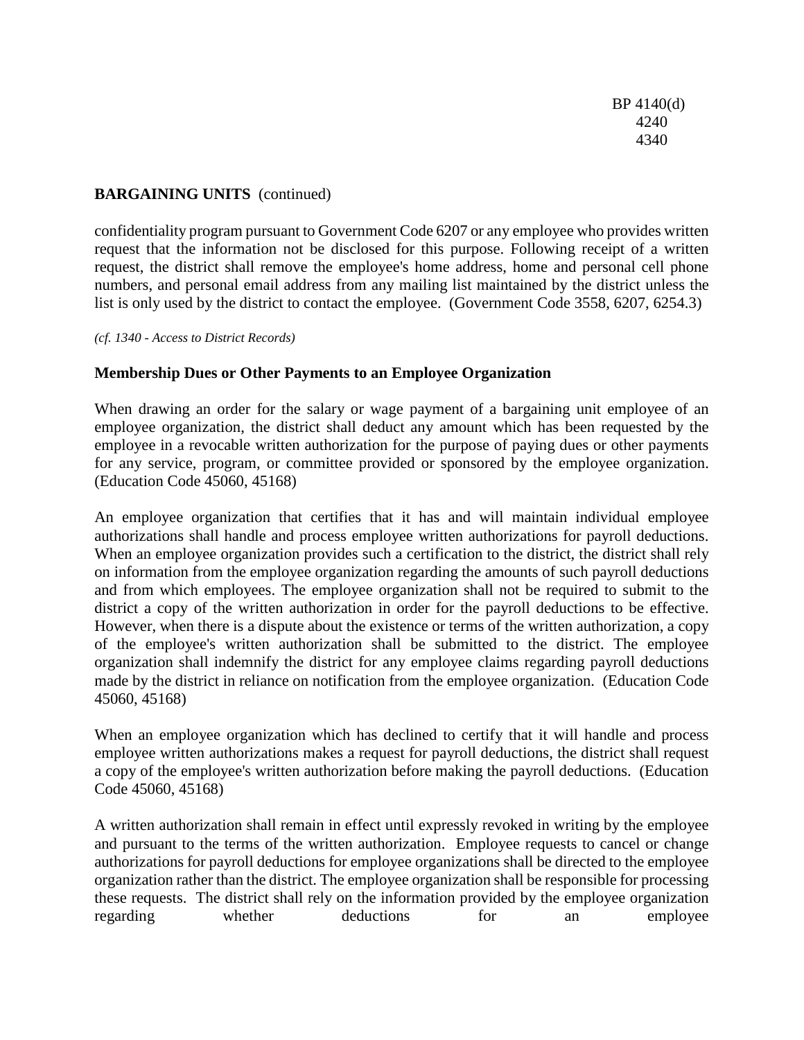## BARGAINING UNITS (continued)

confidentiality program pursuant to Government Code 6207 or any employee who provides written request that the information not be disclosed for this purpose. Following receipt of a written request, the district shall remove the employee's home address, home and personal cell phone numbers, and personal email address from any mailing list maintained by the district unless the list is only used by the district to contact the employee. (Government Code 3558, 6207, 6254.3)

*(cf. 1340 - Access to District Records)*

### Membership Dues or Other Payments to an Employee Organization

When drawing an order for the salary or wage payment of a bargaining unit employee of an employee organization, the district shall deduct any amount which has been requested by the employee in a revocable written authorization for the purpose of paying dues or other payments for any service, program, or committee provided or sponsored by the employee organization. (Education Code 45060, 45168)

An employee organization that certifies that it has and will maintain individual employee authorizations shall handle and process employee written authorizations for payroll deductions. When an employee organization provides such a certification to the district, the district shall rely on information from the employee organization regarding the amounts of such payroll deductions and from which employees. The employee organization shall not be required to submit to the district a copy of the written authorization in order for the payroll deductions to be effective. However, when there is a dispute about the existence or terms of the written authorization, a copy of the employee's written authorization shall be submitted to the district. The employee organization shall indemnify the district for any employee claims regarding payroll deductions made by the district in reliance on notification from the employee organization. (Education Code 45060, 45168)

When an employee organization which has declined to certify that it will handle and process employee written authorizations makes a request for payroll deductions, the district shall request a copy of the employee's written authorization before making the payroll deductions. (Education Code 45060, 45168)

A written authorization shall remain in effect until expressly revoked in writing by the employee and pursuant to the terms of the written authorization. Employee requests to cancel or change authorizations for payroll deductions for employee organizations shall be directed to the employee organization rather than the district. The employee organization shall be responsible for processing these requests. The district shall rely on the information provided by the employee organization regarding whether deductions for an employee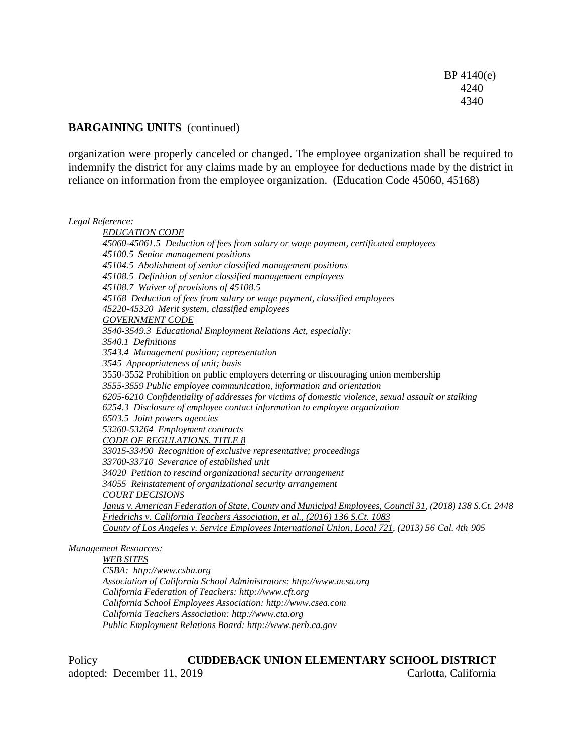**BARGAINING UNITS** (continued)

organization were properly canceled or changed. The employee organization shall be required to indemnify the district for any claims made by an employee for deductions made by the district in reliance on information from the employee organization. (Education Code 45060, 45168)

*Legal Reference:*

*EDUCATION CODE*
*45060-45061.5 Deduction of fees from salary or wage payment, certificated employees*
*45100.5 Senior management positions*
*45104.5 Abolishment of senior classified management positions*
*45108.5 Definition of senior classified management employees*
*45108.7 Waiver of provisions of 45108.5*
*45168 Deduction of fees from salary or wage payment, classified employees*
*45220-45320 Merit system, classified employees*
*GOVERNMENT CODE*
*3540-3549.3 Educational Employment Relations Act, especially:*
*3540.1 Definitions*
*3543.4 Management position; representation*
*3545 Appropriateness of unit; basis*
3550-3552 Prohibition on public employers deterring or discouraging union membership
*3555-3559 Public employee communication, information and orientation*
*6205-6210 Confidentiality of addresses for victims of domestic violence, sexual assault or stalking*
*6254.3 Disclosure of employee contact information to employee organization*
*6503.5 Joint powers agencies*
*53260-53264 Employment contracts*
*CODE OF REGULATIONS, TITLE 8*
*33015-33490 Recognition of exclusive representative; proceedings*
*33700-33710 Severance of established unit*
*34020 Petition to rescind organizational security arrangement*
*34055 Reinstatement of organizational security arrangement*
*COURT DECISIONS*
*Janus v. American Federation of State, County and Municipal Employees, Council 31, (2018) 138 S.Ct. 2448*
*Friedrichs v. California Teachers Association, et al., (2016) 136 S.Ct. 1083*
*County of Los Angeles v. Service Employees International Union, Local 721, (2013) 56 Cal. 4th 905*

*Management Resources:*

*WEB SITES*
*CSBA: http://www.csba.org*
*Association of California School Administrators: http://www.acsa.org*
*California Federation of Teachers: http://www.cft.org*
*California School Employees Association: http://www.csea.com*
*California Teachers Association: http://www.cta.org*
*Public Employment Relations Board: http://www.perb.ca.gov*

Policy **CUDDEBACK UNION ELEMENTARY SCHOOL DISTRICT**
adopted: December 11, 2019 Carlotta, California